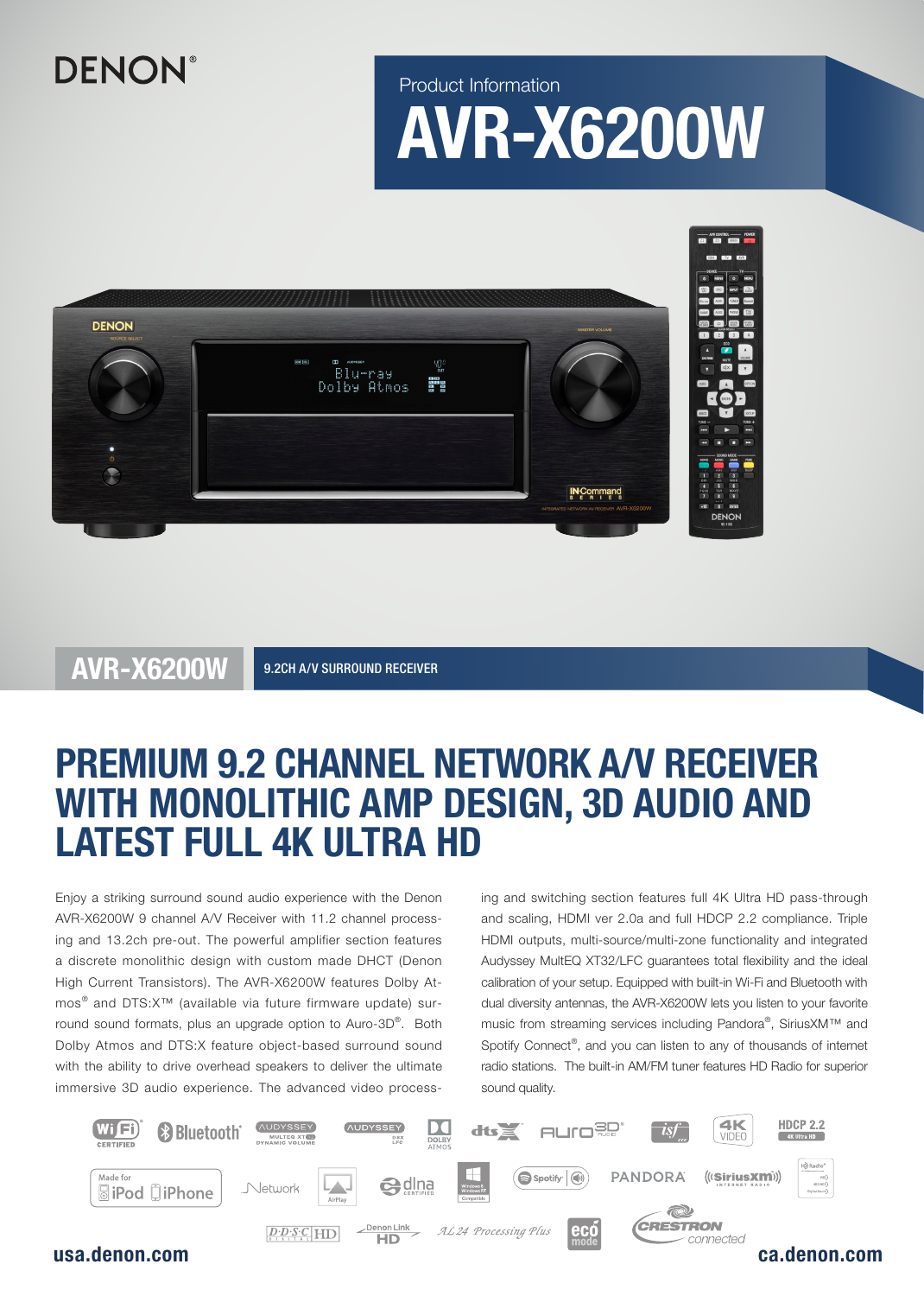DENON®

Product Information

# AVR-X6200W

## AVR-X6200W

9.2CH A/V SURROUND RECEIVER

# PREMIUM 9.2 CHANNEL NETWORK A/V RECEIVER WITH MONOLITHIC AMP DESIGN, 3D AUDIO AND LATEST FULL 4K ULTRA HD

Enjoy a striking surround sound audio experience with the Denon AVR-X6200W 9 channel A/V Receiver with 11.2 channel processing and 13.2ch pre-out. The powerful amplifier section features a discrete monolithic design with custom made DHCT (Denon High Current Transistors). The AVR-X6200W features Dolby Atmos® and DTS:X™ (available via future firmware update) surround sound formats, plus an upgrade option to Auro-3D®. Both Dolby Atmos and DTS:X feature object-based surround sound with the ability to drive overhead speakers to deliver the ultimate immersive 3D audio experience. The advanced video processing and switching section features full 4K Ultra HD pass-through and scaling, HDMI ver 2.0a and full HDCP 2.2 compliance. Triple HDMI outputs, multi-source/multi-zone functionality and integrated Audyssey MultEQ XT32/LFC guarantees total flexibility and the ideal calibration of your setup. Equipped with built-in Wi-Fi and Bluetooth with dual diversity antennas, the AVR-X6200W lets you listen to your favorite music from streaming services including Pandora®, SiriusXM™ and Spotify Connect®, and you can listen to any of thousands of internet radio stations. The built-in AM/FM tuner features HD Radio for superior sound quality.

usa.denon.com

ca.denon.com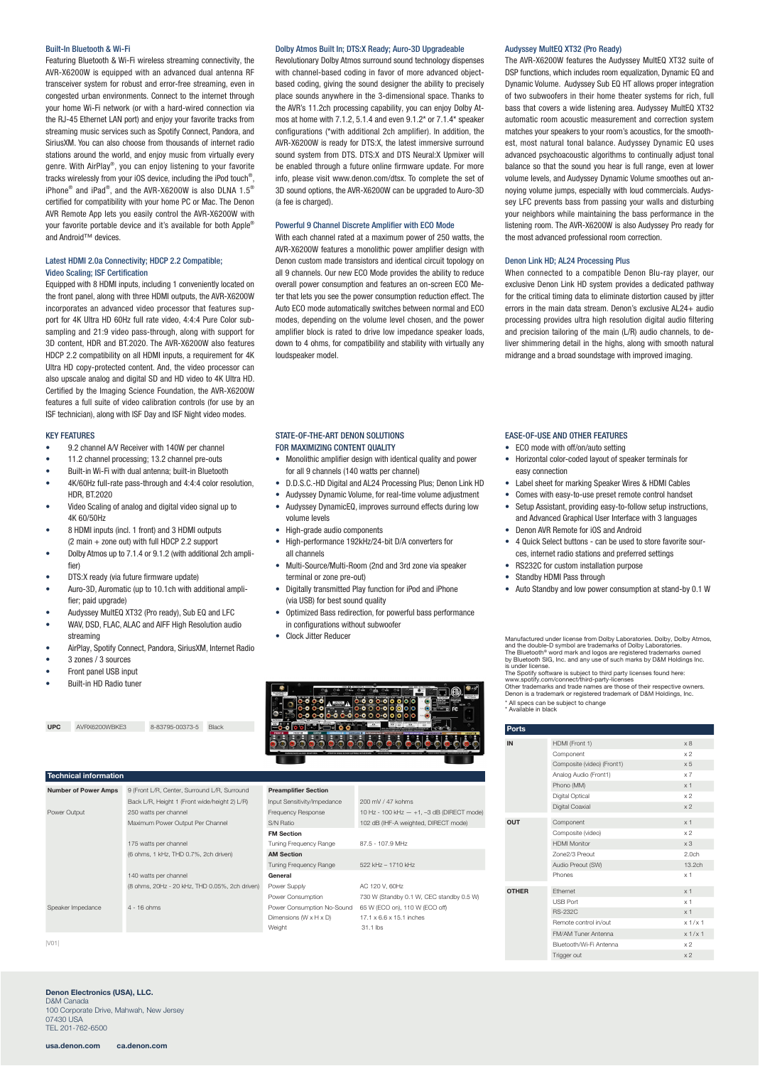### Built-In Bluetooth & Wi-Fi

Featuring Bluetooth & Wi-Fi wireless streaming connectivity, the AVR-X6200W is equipped with an advanced dual antenna RF transceiver system for robust and error-free streaming, even in congested urban environments. Connect to the internet through your home Wi-Fi network (or with a hard-wired connection via the RJ-45 Ethernet LAN port) and enjoy your favorite tracks from streaming music services such as Spotify Connect, Pandora, and SiriusXM. You can also choose from thousands of internet radio stations around the world, and enjoy music from virtually every genre. With AirPlay®, you can enjoy listening to your favorite tracks wirelessly from your iOS device, including the iPod touch®, iPhone® and iPad®, and the AVR-X6200W is also DLNA 1.5® certified for compatibility with your home PC or Mac. The Denon AVR Remote App lets you easily control the AVR-X6200W with your favorite portable device and it's available for both Apple® and Android™ devices.

### Latest HDMI 2.0a Connectivity; HDCP 2.2 Compatible; Video Scaling; ISF Certification

Equipped with 8 HDMI inputs, including 1 conveniently located on the front panel, along with three HDMI outputs, the AVR-X6200W incorporates an advanced video processor that features support for 4K Ultra HD 60Hz full rate video, 4:4:4 Pure Color subsampling and 21:9 video pass-through, along with support for 3D content, HDR and BT.2020. The AVR-X6200W also features HDCP 2.2 compatibility on all HDMI inputs, a requirement for 4K Ultra HD copy-protected content. And, the video processor can also upscale analog and digital SD and HD video to 4K Ultra HD. Certified by the Imaging Science Foundation, the AVR-X6200W features a full suite of video calibration controls (for use by an ISF technician), along with ISF Day and ISF Night video modes.

### Dolby Atmos Built In; DTS:X Ready; Auro-3D Upgradeable

Revolutionary Dolby Atmos surround sound technology dispenses with channel-based coding in favor of more advanced object-based coding, giving the sound designer the ability to precisely place sounds anywhere in the 3-dimensional space. Thanks to the AVR's 11.2ch processing capability, you can enjoy Dolby Atmos at home with 7.1.2, 5.1.4 and even 9.1.2* or 7.1.4* speaker configurations (*with additional 2ch amplifier). In addition, the AVR-X6200W is ready for DTS:X, the latest immersive surround sound system from DTS. DTS:X and DTS Neural:X Upmixer will be enabled through a future online firmware update. For more info, please visit www.denon.com/dtsx. To complete the set of 3D sound options, the AVR-X6200W can be upgraded to Auro-3D (a fee is charged).

### Powerful 9 Channel Discrete Amplifier with ECO Mode

With each channel rated at a maximum power of 250 watts, the AVR-X6200W features a monolithic power amplifier design with Denon custom made transistors and identical circuit topology on all 9 channels. Our new ECO Mode provides the ability to reduce overall power consumption and features an on-screen ECO Meter that lets you see the power consumption reduction effect. The Auto ECO mode automatically switches between normal and ECO modes, depending on the volume level chosen, and the power amplifier block is rated to drive low impedance speaker loads, down to 4 ohms, for compatibility and stability with virtually any loudspeaker model.

### Audyssey MultEQ XT32 (Pro Ready)

The AVR-X6200W features the Audyssey MultEQ XT32 suite of DSP functions, which includes room equalization, Dynamic EQ and Dynamic Volume. Audyssey Sub EQ HT allows proper integration of two subwoofers in their home theater systems for rich, full bass that covers a wide listening area. Audyssey MultEQ XT32 automatic room acoustic measurement and correction system matches your speakers to your room's acoustics, for the smoothest, most natural tonal balance. Audyssey Dynamic EQ uses advanced psychoacoustic algorithms to continually adjust tonal balance so that the sound you hear is full range, even at lower volume levels, and Audyssey Dynamic Volume smoothes out annoying volume jumps, especially with loud commercials. Audyssey LFC prevents bass from passing your walls and disturbing your neighbors while maintaining the bass performance in the listening room. The AVR-X6200W is also Audyssey Pro ready for the most advanced professional room correction.

### Denon Link HD; AL24 Processing Plus

When connected to a compatible Denon Blu-ray player, our exclusive Denon Link HD system provides a dedicated pathway for the critical timing data to eliminate distortion caused by jitter errors in the main data stream. Denon's exclusive AL24+ audio processing provides ultra high resolution digital audio filtering and precision tailoring of the main (L/R) audio channels, to deliver shimmering detail in the highs, along with smooth natural midrange and a broad soundstage with improved imaging.

### KEY FEATURES

- 9.2 channel A/V Receiver with 140W per channel
- 11.2 channel processing; 13.2 channel pre-outs
- Built-in Wi-Fi with dual antenna; built-in Bluetooth
- 4K/60Hz full-rate pass-through and 4:4:4 color resolution, HDR, BT.2020
- Video Scaling of analog and digital video signal up to 4K 60/50Hz
- 8 HDMI inputs (incl. 1 front) and 3 HDMI outputs (2 main + zone out) with full HDCP 2.2 support
- Dolby Atmos up to 7.1.4 or 9.1.2 (with additional 2ch amplifier)
- DTS:X ready (via future firmware update)
- Auro-3D, Auromatic (up to 10.1ch with additional amplifier; paid upgrade)
- Audyssey MultEQ XT32 (Pro ready), Sub EQ and LFC
- WAV, DSD, FLAC, ALAC and AIFF High Resolution audio streaming
- AirPlay, Spotify Connect, Pandora, SiriusXM, Internet Radio
- 3 zones / 3 sources
- Front panel USB input
- Built-in HD Radio tuner

### STATE-OF-THE-ART DENON SOLUTIONS FOR MAXIMIZING CONTENT QUALITY

- Monolithic amplifier design with identical quality and power for all 9 channels (140 watts per channel)
- D.D.S.C.-HD Digital and AL24 Processing Plus; Denon Link HD
- Audyssey Dynamic Volume, for real-time volume adjustment
- Audyssey DynamicEQ, improves surround effects during low volume levels
- High-grade audio components
- High-performance 192kHz/24-bit D/A converters for all channels
- Multi-Source/Multi-Room (2nd and 3rd zone via speaker terminal or zone pre-out)
- Digitally transmitted Play function for iPod and iPhone (via USB) for best sound quality
- Optimized Bass redirection, for powerful bass performance in configurations without subwoofer
- Clock Jitter Reducer

### EASE-OF-USE AND OTHER FEATURES

- ECO mode with off/on/auto setting
- Horizontal color-coded layout of speaker terminals for easy connection
- Label sheet for marking Speaker Wires & HDMI Cables
- Comes with easy-to-use preset remote control handset
- Setup Assistant, providing easy-to-follow setup instructions, and Advanced Graphical User Interface with 3 languages
- Denon AVR Remote for iOS and Android
- 4 Quick Select buttons - can be used to store favorite sources, internet radio stations and preferred settings
- RS232C for custom installation purpose
- Standby HDMI Pass through
- Auto Standby and low power consumption at stand-by 0.1 W

Manufactured under license from Dolby Laboratories. Dolby, Dolby Atmos, and the double-D symbol are trademarks of Dolby Laboratories.
The Bluetooth® word mark and logos are registered trademarks owned by Bluetooth SIG, Inc. and any use of such marks by D&M Holdings Inc. is under license.
The Spotify software is subject to third party licenses found here: www.spotify.com/connect/third-party-licenses
Other trademarks and trade names are those of their respective owners. Denon is a trademark or registered trademark of D&M Holdings, Inc.
\* All specs can be subject to change
\* Available in black

| UPC | AVRX6200WBKE3 | 8-83795-00373-5 | Black |
|---|---|---|---|

### Technical information

| | | | |
|---|---|---|---|
| **Number of Power Amps** | 9 (Front L/R, Center, Surround L/R, Surround Back L/R, Height 1 (Front wide/height 2) L/R) | **Preamplifier Section** | |
| Power Output | 250 watts per channel | Input Sensitivity/Impedance | 200 mV / 47 kohms |
| | Maximum Power Output Per Channel | Frequency Response | 10 Hz - 100 kHz — +1, -3 dB (DIRECT mode) |
| | | S/N Ratio | 102 dB (IHF-A weighted, DIRECT mode) |
| | 175 watts per channel | **FM Section** | |
| | (6 ohms, 1 kHz, THD 0.7%, 2ch driven) | Tuning Frequency Range | 87.5 - 107.9 MHz |
| | | **AM Section** | |
| | 140 watts per channel | Tuning Frequency Range | 522 kHz – 1710 kHz |
| | (8 ohms, 20Hz - 20 kHz, THD 0.05%, 2ch driven) | **General** | |
| | | Power Supply | AC 120 V, 60Hz |
| | | Power Consumption | 730 W (Standby 0.1 W, CEC standby 0.5 W) |
| Speaker Impedance | 4 - 16 ohms | Power Consumption No-Sound | 65 W (ECO on), 110 W (ECO off) |
| | | Dimensions (W x H x D) | 17.1 x 6.6 x 15.1 inches |
| | | Weight | 31.1 lbs |

|V01|

### Ports

| | | |
|---|---|---|
| **IN** | HDMI (Front 1) | x 8 |
| | Component | x 2 |
| | Composite (video) (Front1) | x 5 |
| | Analog Audio (Front1) | x 7 |
| | Phono (MM) | x 1 |
| | Digital Optical | x 2 |
| | Digital Coaxial | x 2 |
| **OUT** | Component | x 1 |
| | Composite (video) | x 2 |
| | HDMI Monitor | x 3 |
| | Zone2/3 Preout | 2.0ch |
| | Audio Preout (SW) | 13.2ch |
| | Phones | x 1 |
| **OTHER** | Ethernet | x 1 |
| | USB Port | x 1 |
| | RS-232C | x 1 |
| | Remote control in/out | x 1 / x 1 |
| | FM/AM Tuner Antenna | x 1 / x 1 |
| | Bluetooth/Wi-Fi Antenna | x 2 |
| | Trigger out | x 2 |

**Denon Electronics (USA), LLC.**
D&M Canada
100 Corporate Drive, Mahwah, New Jersey
07430 USA
TEL 201-762-6500

**usa.denon.com** **ca.denon.com**